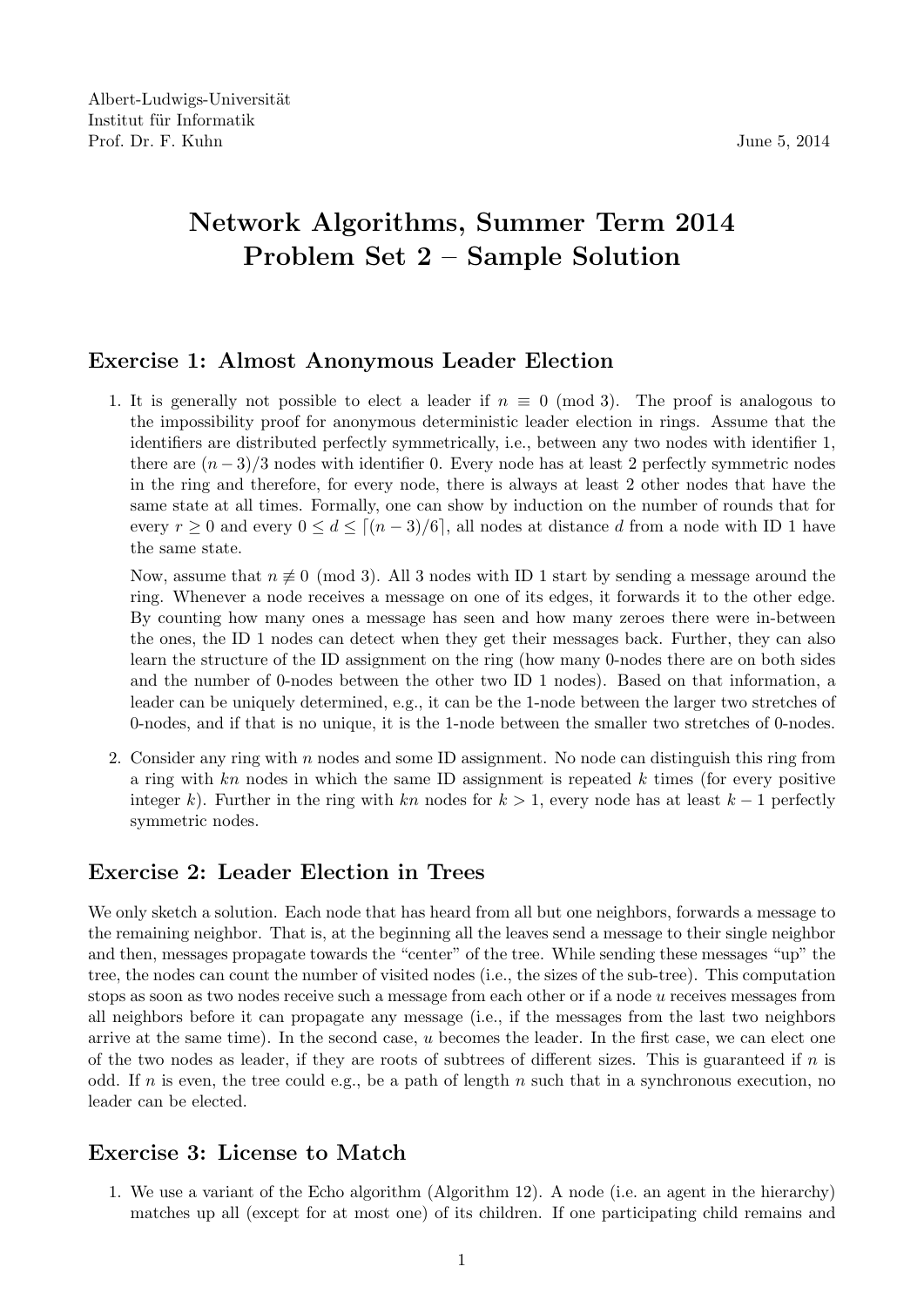Albert-Ludwigs-Universität
Institut für Informatik
Prof. Dr. F. Kuhn

June 5, 2014

# Network Algorithms, Summer Term 2014
# Problem Set 2 – Sample Solution

## Exercise 1: Almost Anonymous Leader Election

1. It is generally not possible to elect a leader if $n \equiv 0 \pmod 3$. The proof is analogous to the impossibility proof for anonymous deterministic leader election in rings. Assume that the identifiers are distributed perfectly symmetrically, i.e., between any two nodes with identifier 1, there are $(n-3)/3$ nodes with identifier 0. Every node has at least 2 perfectly symmetric nodes in the ring and therefore, for every node, there is always at least 2 other nodes that have the same state at all times. Formally, one can show by induction on the number of rounds that for every $r \geq 0$ and every $0 \leq d \leq \lceil (n-3)/6 \rceil$, all nodes at distance $d$ from a node with ID 1 have the same state.

   Now, assume that $n \not\equiv 0 \pmod 3$. All 3 nodes with ID 1 start by sending a message around the ring. Whenever a node receives a message on one of its edges, it forwards it to the other edge. By counting how many ones a message has seen and how many zeroes there were in-between the ones, the ID 1 nodes can detect when they get their messages back. Further, they can also learn the structure of the ID assignment on the ring (how many 0-nodes there are on both sides and the number of 0-nodes between the other two ID 1 nodes). Based on that information, a leader can be uniquely determined, e.g., it can be the 1-node between the larger two stretches of 0-nodes, and if that is no unique, it is the 1-node between the smaller two stretches of 0-nodes.

2. Consider any ring with $n$ nodes and some ID assignment. No node can distinguish this ring from a ring with $kn$ nodes in which the same ID assignment is repeated $k$ times (for every positive integer $k$). Further in the ring with $kn$ nodes for $k > 1$, every node has at least $k-1$ perfectly symmetric nodes.

## Exercise 2: Leader Election in Trees

We only sketch a solution. Each node that has heard from all but one neighbors, forwards a message to the remaining neighbor. That is, at the beginning all the leaves send a message to their single neighbor and then, messages propagate towards the "center" of the tree. While sending these messages "up" the tree, the nodes can count the number of visited nodes (i.e., the sizes of the sub-tree). This computation stops as soon as two nodes receive such a message from each other or if a node $u$ receives messages from all neighbors before it can propagate any message (i.e., if the messages from the last two neighbors arrive at the same time). In the second case, $u$ becomes the leader. In the first case, we can elect one of the two nodes as leader, if they are roots of subtrees of different sizes. This is guaranteed if $n$ is odd. If $n$ is even, the tree could e.g., be a path of length $n$ such that in a synchronous execution, no leader can be elected.

## Exercise 3: License to Match

1. We use a variant of the Echo algorithm (Algorithm 12). A node (i.e. an agent in the hierarchy) matches up all (except for at most one) of its children. If one participating child remains and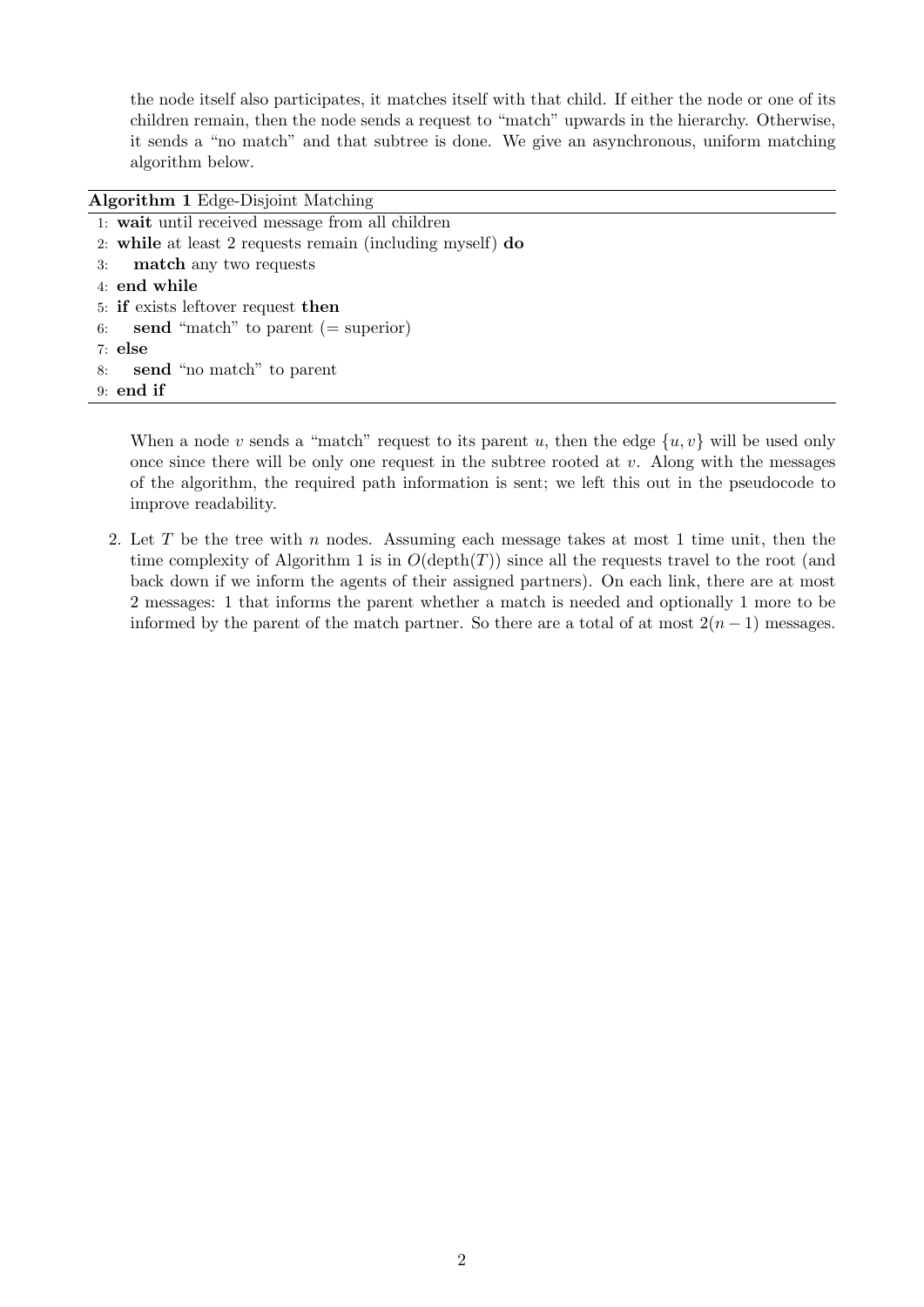the node itself also participates, it matches itself with that child. If either the node or one of its children remain, then the node sends a request to "match" upwards in the hierarchy. Otherwise, it sends a "no match" and that subtree is done. We give an asynchronous, uniform matching algorithm below.

**Algorithm 1** Edge-Disjoint Matching

```
1: wait until received message from all children
2: while at least 2 requests remain (including myself) do
3:     match any two requests
4: end while
5: if exists leftover request then
6:     send "match" to parent (= superior)
7: else
8:     send "no match" to parent
9: end if
```

When a node $v$ sends a "match" request to its parent $u$, then the edge $\{u, v\}$ will be used only once since there will be only one request in the subtree rooted at $v$. Along with the messages of the algorithm, the required path information is sent; we left this out in the pseudocode to improve readability.

2. Let $T$ be the tree with $n$ nodes. Assuming each message takes at most 1 time unit, then the time complexity of Algorithm 1 is in $O(\text{depth}(T))$ since all the requests travel to the root (and back down if we inform the agents of their assigned partners). On each link, there are at most 2 messages: 1 that informs the parent whether a match is needed and optionally 1 more to be informed by the parent of the match partner. So there are a total of at most $2(n-1)$ messages.